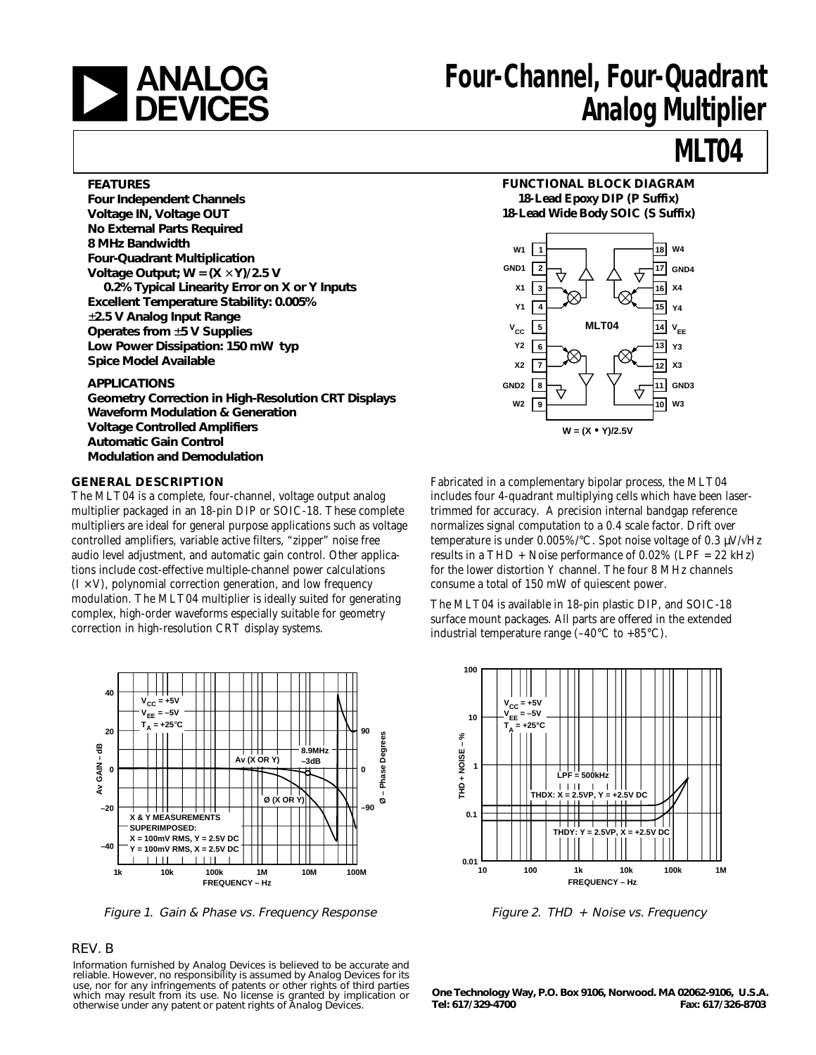# Four-Channel, Four-Quadrant Analog Multiplier

# MLT04

## FEATURES

- Four Independent Channels
- Voltage IN, Voltage OUT
- No External Parts Required
- 8 MHz Bandwidth
- Four-Quadrant Multiplication
- Voltage Output; $W = (X \times Y)/2.5$ V
  - 0.2% Typical Linearity Error on X or Y Inputs
- Excellent Temperature Stability: 0.005%
- ±2.5 V Analog Input Range
- Operates from ±5 V Supplies
- Low Power Dissipation: 150 mW typ
- Spice Model Available

## APPLICATIONS

- Geometry Correction in High-Resolution CRT Displays
- Waveform Modulation & Generation
- Voltage Controlled Amplifiers
- Automatic Gain Control
- Modulation and Demodulation

## FUNCTIONAL BLOCK DIAGRAM

**18-Lead Epoxy DIP (P Suffix)**
**18-Lead Wide Body SOIC (S Suffix)**

$W = (X \bullet Y)/2.5V$

## GENERAL DESCRIPTION

The MLT04 is a complete, four-channel, voltage output analog multiplier packaged in an 18-pin DIP or SOIC-18. These complete multipliers are ideal for general purpose applications such as voltage controlled amplifiers, variable active filters, "zipper" noise free audio level adjustment, and automatic gain control. Other applications include cost-effective multiple-channel power calculations (I × V), polynomial correction generation, and low frequency modulation. The MLT04 multiplier is ideally suited for generating complex, high-order waveforms especially suitable for geometry correction in high-resolution CRT display systems.

Fabricated in a complementary bipolar process, the MLT04 includes four 4-quadrant multiplying cells which have been laser-trimmed for accuracy. A precision internal bandgap reference normalizes signal computation to a 0.4 scale factor. Drift over temperature is under 0.005%/°C. Spot noise voltage of 0.3 μV/√Hz results in a THD + Noise performance of 0.02% (LPF = 22 kHz) for the lower distortion Y channel. The four 8 MHz channels consume a total of 150 mW of quiescent power.

The MLT04 is available in 18-pin plastic DIP, and SOIC-18 surface mount packages. All parts are offered in the extended industrial temperature range (–40°C to +85°C).

*Figure 1. Gain & Phase vs. Frequency Response*

*Figure 2. THD + Noise vs. Frequency*

REV. B

Information furnished by Analog Devices is believed to be accurate and reliable. However, no responsibility is assumed by Analog Devices for its use, nor for any infringements of patents or other rights of third parties which may result from its use. No license is granted by implication or otherwise under any patent or patent rights of Analog Devices.

**One Technology Way, P.O. Box 9106, Norwood. MA 02062-9106, U.S.A.**
**Tel: 617/329-4700 Fax: 617/326-8703**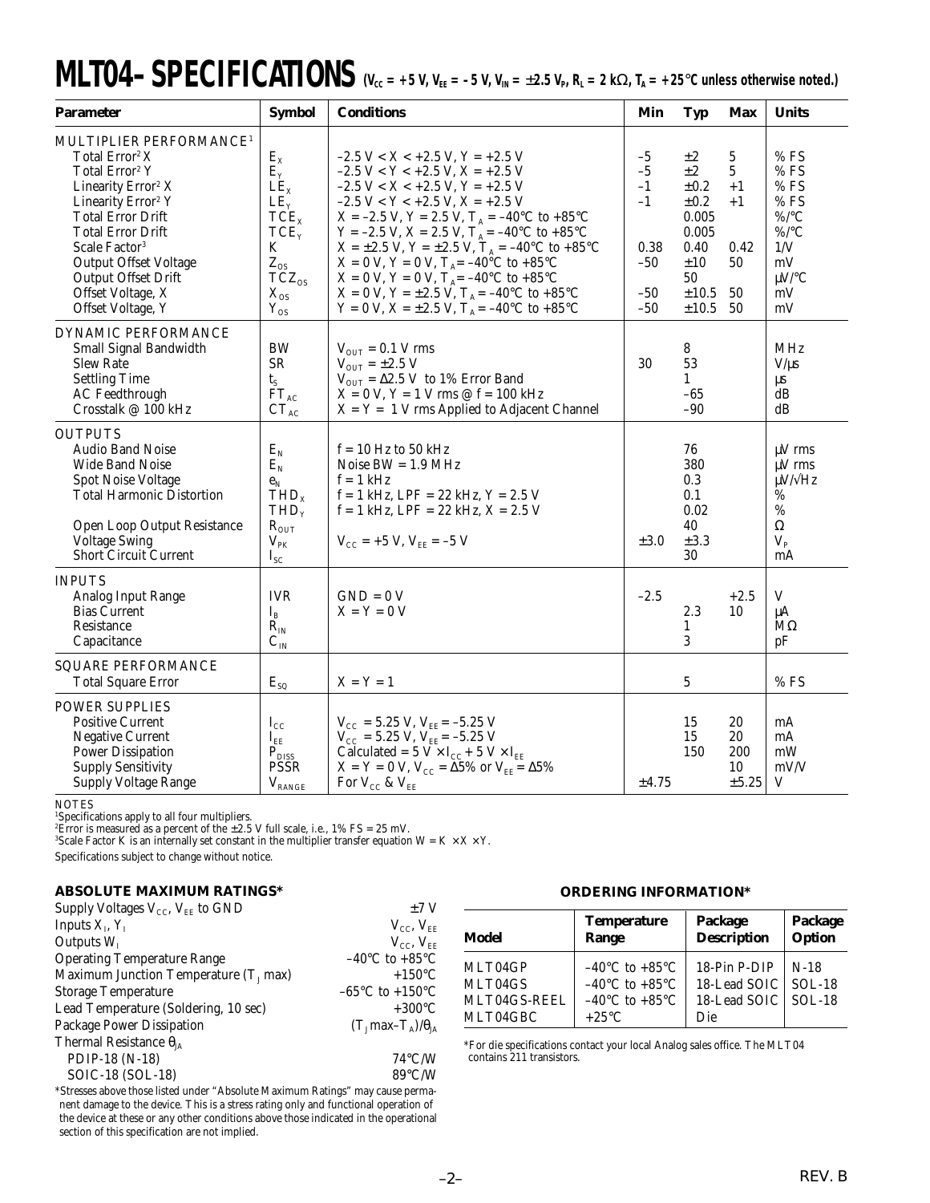# MLT04–SPECIFICATIONS

($V_{CC}$ = +5 V, $V_{EE}$ = –5 V, $V_{IN}$ = ±2.5 $V_P$, $R_L$ = 2 kΩ, $T_A$ = +25°C unless otherwise noted.)

| Parameter | Symbol | Conditions | Min | Typ | Max | Units |
|---|---|---|---|---|---|---|
| **MULTIPLIER PERFORMANCE**[1] | | | | | | |
| Total Error[2] X | $E_X$ | –2.5 V < X < +2.5 V, Y = +2.5 V | –5 | ±2 | 5 | % FS |
| Total Error[2] Y | $E_Y$ | –2.5 V < Y < +2.5 V, X = +2.5 V | –5 | ±2 | 5 | % FS |
| Linearity Error[2] X | $LE_X$ | –2.5 V < X < +2.5 V, Y = +2.5 V | –1 | ±0.2 | +1 | % FS |
| Linearity Error[2] Y | $LE_Y$ | –2.5 V < Y < +2.5 V, X = +2.5 V | –1 | ±0.2 | +1 | % FS |
| Total Error Drift | $TCE_X$ | X = –2.5 V, Y = 2.5 V, $T_A$ = –40°C to +85°C | | 0.005 | | %/°C |
| Total Error Drift | $TCE_Y$ | Y = –2.5 V, X = 2.5 V, $T_A$ = –40°C to +85°C | | 0.005 | | %/°C |
| Scale Factor[3] | K | X = ±2.5 V, Y = ±2.5 V, $T_A$ = –40°C to +85°C | 0.38 | 0.40 | 0.42 | 1/V |
| Output Offset Voltage | $Z_{OS}$ | X = 0 V, Y = 0 V, $T_A$ = –40°C to +85°C | –50 | ±10 | 50 | mV |
| Output Offset Drift | $TCZ_{OS}$ | X = 0 V, Y = 0 V, $T_A$ = –40°C to +85°C | | 50 | | µV/°C |
| Offset Voltage, X | $X_{OS}$ | X = 0 V, Y = ±2.5 V, $T_A$ = –40°C to +85°C | –50 | ±10.5 | 50 | mV |
| Offset Voltage, Y | $Y_{OS}$ | Y = 0 V, X = ±2.5 V, $T_A$ = –40°C to +85°C | –50 | ±10.5 | 50 | mV |
| **DYNAMIC PERFORMANCE** | | | | | | |
| Small Signal Bandwidth | BW | $V_{OUT}$ = 0.1 V rms | | 8 | | MHz |
| Slew Rate | SR | $V_{OUT}$ = ±2.5 V | 30 | 53 | | V/µs |
| Settling Time | $t_S$ | $V_{OUT}$ = Δ2.5 V to 1% Error Band | | 1 | | µs |
| AC Feedthrough | $FT_{AC}$ | X = 0 V, Y = 1 V rms @ f = 100 kHz | | –65 | | dB |
| Crosstalk @ 100 kHz | $CT_{AC}$ | X = Y = 1 V rms Applied to Adjacent Channel | | –90 | | dB |
| **OUTPUTS** | | | | | | |
| Audio Band Noise | $E_N$ | f = 10 Hz to 50 kHz | | 76 | | µV rms |
| Wide Band Noise | $E_N$ | Noise BW = 1.9 MHz | | 380 | | µV rms |
| Spot Noise Voltage | $e_N$ | f = 1 kHz | | 0.3 | | µV/√Hz |
| Total Harmonic Distortion | $THD_X$ | f = 1 kHz, LPF = 22 kHz, Y = 2.5 V | | 0.1 | | % |
| | $THD_Y$ | f = 1 kHz, LPF = 22 kHz, X = 2.5 V | | 0.02 | | % |
| Open Loop Output Resistance | $R_{OUT}$ | | | 40 | | Ω |
| Voltage Swing | $V_{PK}$ | $V_{CC}$ = +5 V, $V_{EE}$ = –5 V | ±3.0 | ±3.3 | | $V_P$ |
| Short Circuit Current | $I_{SC}$ | | | 30 | | mA |
| **INPUTS** | | | | | | |
| Analog Input Range | IVR | GND = 0 V | –2.5 | | +2.5 | V |
| Bias Current | $I_B$ | X = Y = 0 V | | 2.3 | 10 | µA |
| Resistance | $R_{IN}$ | | | 1 | | MΩ |
| Capacitance | $C_{IN}$ | | | 3 | | pF |
| **SQUARE PERFORMANCE** | | | | | | |
| Total Square Error | $E_{SQ}$ | X = Y = 1 | | 5 | | % FS |
| **POWER SUPPLIES** | | | | | | |
| Positive Current | $I_{CC}$ | $V_{CC}$ = 5.25 V, $V_{EE}$ = –5.25 V | | 15 | 20 | mA |
| Negative Current | $I_{EE}$ | $V_{CC}$ = 5.25 V, $V_{EE}$ = –5.25 V | | 15 | 20 | mA |
| Power Dissipation | $P_{DISS}$ | Calculated = 5 V × $I_{CC}$ + 5 V × $I_{EE}$ | | 150 | 200 | mW |
| Supply Sensitivity | PSSR | X = Y = 0 V, $V_{CC}$ = Δ5% or $V_{EE}$ = Δ5% | | | 10 | mV/V |
| Supply Voltage Range | $V_{RANGE}$ | For $V_{CC}$ & $V_{EE}$ | ±4.75 | | ±5.25 | V |

NOTES
[1]Specifications apply to all four multipliers.
[2]Error is measured as a percent of the ±2.5 V full scale, i.e., 1% FS = 25 mV.
[3]Scale Factor K is an internally set constant in the multiplier transfer equation W = K × X × Y.

Specifications subject to change without notice.

## ABSOLUTE MAXIMUM RATINGS*

| | |
|---|---|
| Supply Voltages $V_{CC}$, $V_{EE}$ to GND | ±7 V |
| Inputs $X_I$, $Y_I$ | $V_{CC}$, $V_{EE}$ |
| Outputs $W_I$ | $V_{CC}$, $V_{EE}$ |
| Operating Temperature Range | –40°C to +85°C |
| Maximum Junction Temperature ($T_J$ max) | +150°C |
| Storage Temperature | –65°C to +150°C |
| Lead Temperature (Soldering, 10 sec) | +300°C |
| Package Power Dissipation | ($T_J$ max–$T_A$)/$\theta_{JA}$ |
| Thermal Resistance $\theta_{JA}$ | |
| PDIP-18 (N-18) | 74°C/W |
| SOIC-18 (SOL-18) | 89°C/W |

*Stresses above those listed under "Absolute Maximum Ratings" may cause permanent damage to the device. This is a stress rating only and functional operation of the device at these or any other conditions above those indicated in the operational section of this specification are not implied.

## ORDERING INFORMATION*

| Model | Temperature Range | Package Description | Package Option |
|---|---|---|---|
| MLT04GP | –40°C to +85°C | 18-Pin P-DIP | N-18 |
| MLT04GS | –40°C to +85°C | 18-Lead SOIC | SOL-18 |
| MLT04GS-REEL | –40°C to +85°C | 18-Lead SOIC | SOL-18 |
| MLT04GBC | +25°C | Die | |

*For die specifications contact your local Analog sales office. The MLT04 contains 211 transistors.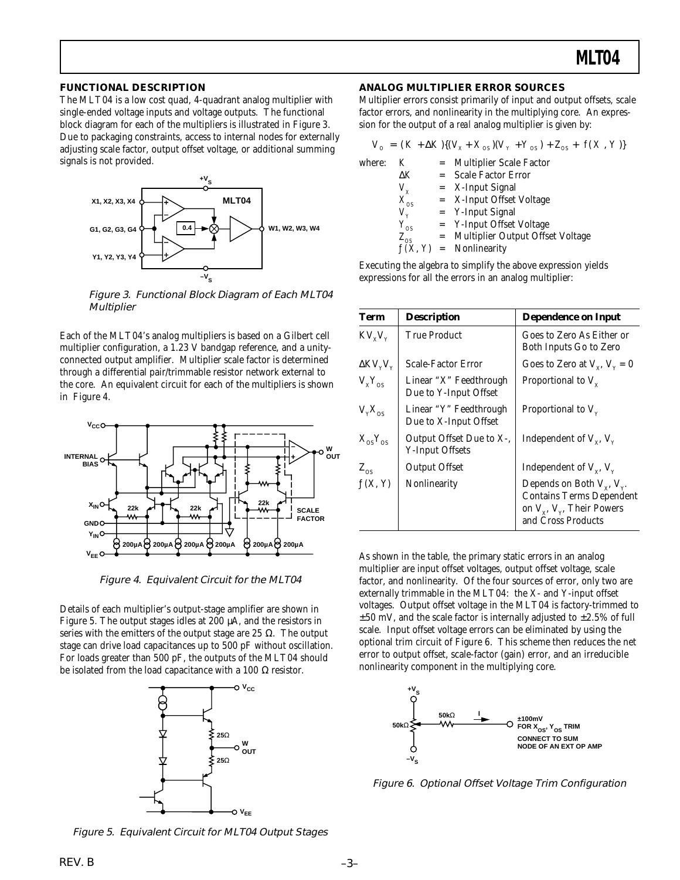## FUNCTIONAL DESCRIPTION

The MLT04 is a low cost quad, 4-quadrant analog multiplier with single-ended voltage inputs and voltage outputs. The functional block diagram for each of the multipliers is illustrated in Figure 3. Due to packaging constraints, access to internal nodes for externally adjusting scale factor, output offset voltage, or additional summing signals is not provided.

*Figure 3. Functional Block Diagram of Each MLT04 Multiplier*

Each of the MLT04's analog multipliers is based on a Gilbert cell multiplier configuration, a 1.23 V bandgap reference, and a unity-connected output amplifier. Multiplier scale factor is determined through a differential pair/trimmable resistor network external to the core. An equivalent circuit for each of the multipliers is shown in Figure 4.

*Figure 4. Equivalent Circuit for the MLT04*

Details of each multiplier's output-stage amplifier are shown in Figure 5. The output stages idles at 200 µA, and the resistors in series with the emitters of the output stage are 25 Ω. The output stage can drive load capacitances up to 500 pF without oscillation. For loads greater than 500 pF, the outputs of the MLT04 should be isolated from the load capacitance with a 100 Ω resistor.

*Figure 5. Equivalent Circuit for MLT04 Output Stages*

## ANALOG MULTIPLIER ERROR SOURCES

Multiplier errors consist primarily of input and output offsets, scale factor errors, and nonlinearity in the multiplying core. An expression for the output of a *real* analog multiplier is given by:

$$V_O = (K + \Delta K)\{(V_X + X_{OS})(V_Y + Y_{OS}) + Z_{OS} + f(X, Y)\}$$

where:

- $K$ = Multiplier Scale Factor
- $\Delta K$ = Scale Factor Error
- $V_X$ = X-Input Signal
- $X_{OS}$ = X-Input Offset Voltage
- $V_Y$ = Y-Input Signal
- $Y_{OS}$ = Y-Input Offset Voltage
- $Z_{OS}$ = Multiplier Output Offset Voltage
- $f(X, Y)$ = Nonlinearity

Executing the algebra to simplify the above expression yields expressions for all the errors in an analog multiplier:

| Term | Description | Dependence on Input |
|---|---|---|
| $KV_XV_Y$ | True Product | Goes to Zero As Either or Both Inputs Go to Zero |
| $\Delta KV_YV_Y$ | Scale-Factor Error | Goes to Zero at $V_X$, $V_Y$ = 0 |
| $V_XY_{OS}$ | Linear "X" Feedthrough Due to Y-Input Offset | Proportional to $V_X$ |
| $V_YX_{OS}$ | Linear "Y" Feedthrough Due to X-Input Offset | Proportional to $V_Y$ |
| $X_{OS}Y_{OS}$ | Output Offset Due to X-, Y-Input Offsets | Independent of $V_X$, $V_Y$ |
| $Z_{OS}$ | Output Offset | Independent of $V_X$, $V_Y$ |
| $f(X, Y)$ | Nonlinearity | Depends on Both $V_X$, $V_Y$. Contains Terms Dependent on $V_X$, $V_Y$, Their Powers and Cross Products |

As shown in the table, the primary static errors in an analog multiplier are input offset voltages, output offset voltage, scale factor, and nonlinearity. Of the four sources of error, only two are externally trimmable in the MLT04: the X- and Y-input offset voltages. Output offset voltage in the MLT04 is factory-trimmed to ±50 mV, and the scale factor is internally adjusted to ±2.5% of full scale. Input offset voltage errors can be eliminated by using the optional trim circuit of Figure 6. This scheme then reduces the net error to output offset, scale-factor (gain) error, and an irreducible nonlinearity component in the multiplying core.

*Figure 6. Optional Offset Voltage Trim Configuration*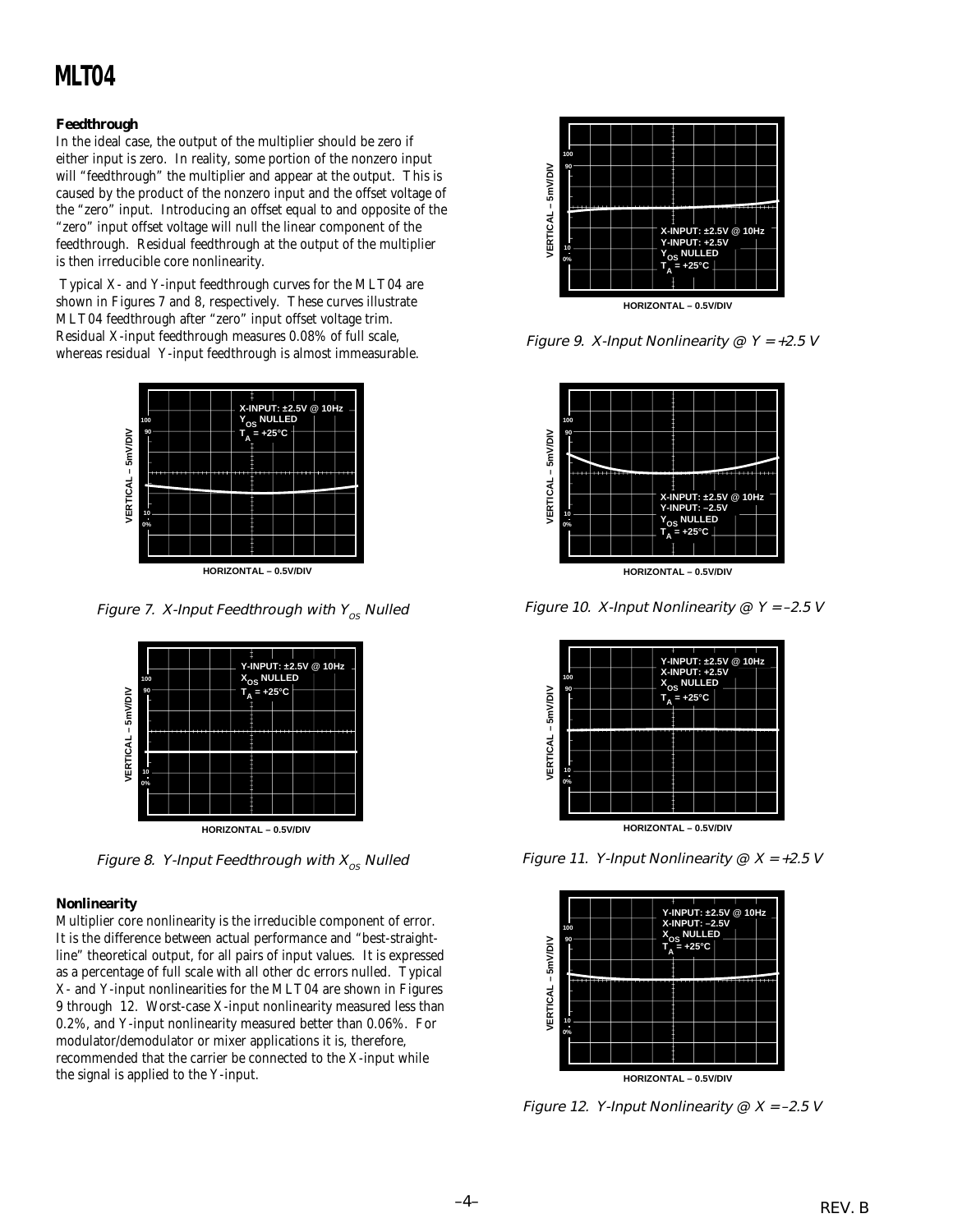### Feedthrough

In the ideal case, the output of the multiplier should be zero if either input is zero. In reality, some portion of the nonzero input will "feedthrough" the multiplier and appear at the output. This is caused by the product of the nonzero input and the offset voltage of the "zero" input. Introducing an offset equal to and opposite of the "zero" input offset voltage will null the linear component of the feedthrough. Residual feedthrough at the output of the multiplier is then irreducible core nonlinearity.

Typical X- and Y-input feedthrough curves for the MLT04 are shown in Figures 7 and 8, respectively. These curves illustrate MLT04 feedthrough after "zero" input offset voltage trim. Residual X-input feedthrough measures 0.08% of full scale, whereas residual Y-input feedthrough is almost immeasurable.

*Figure 7. X-Input Feedthrough with $Y_{OS}$ Nulled*

*Figure 8. Y-Input Feedthrough with $X_{OS}$ Nulled*

### Nonlinearity

Multiplier core nonlinearity is the irreducible component of error. It is the difference between actual performance and "best-straight-line" theoretical output, for all pairs of input values. It is expressed as a percentage of full scale with all other dc errors nulled. Typical X- and Y-input nonlinearities for the MLT04 are shown in Figures 9 through 12. Worst-case X-input nonlinearity measured less than 0.2%, and Y-input nonlinearity measured better than 0.06%. For modulator/demodulator or mixer applications it is, therefore, recommended that the carrier be connected to the X-input while the signal is applied to the Y-input.

*Figure 9. X-Input Nonlinearity @ Y = +2.5 V*

*Figure 10. X-Input Nonlinearity @ Y = –2.5 V*

*Figure 11. Y-Input Nonlinearity @ X = +2.5 V*

*Figure 12. Y-Input Nonlinearity @ X = –2.5 V*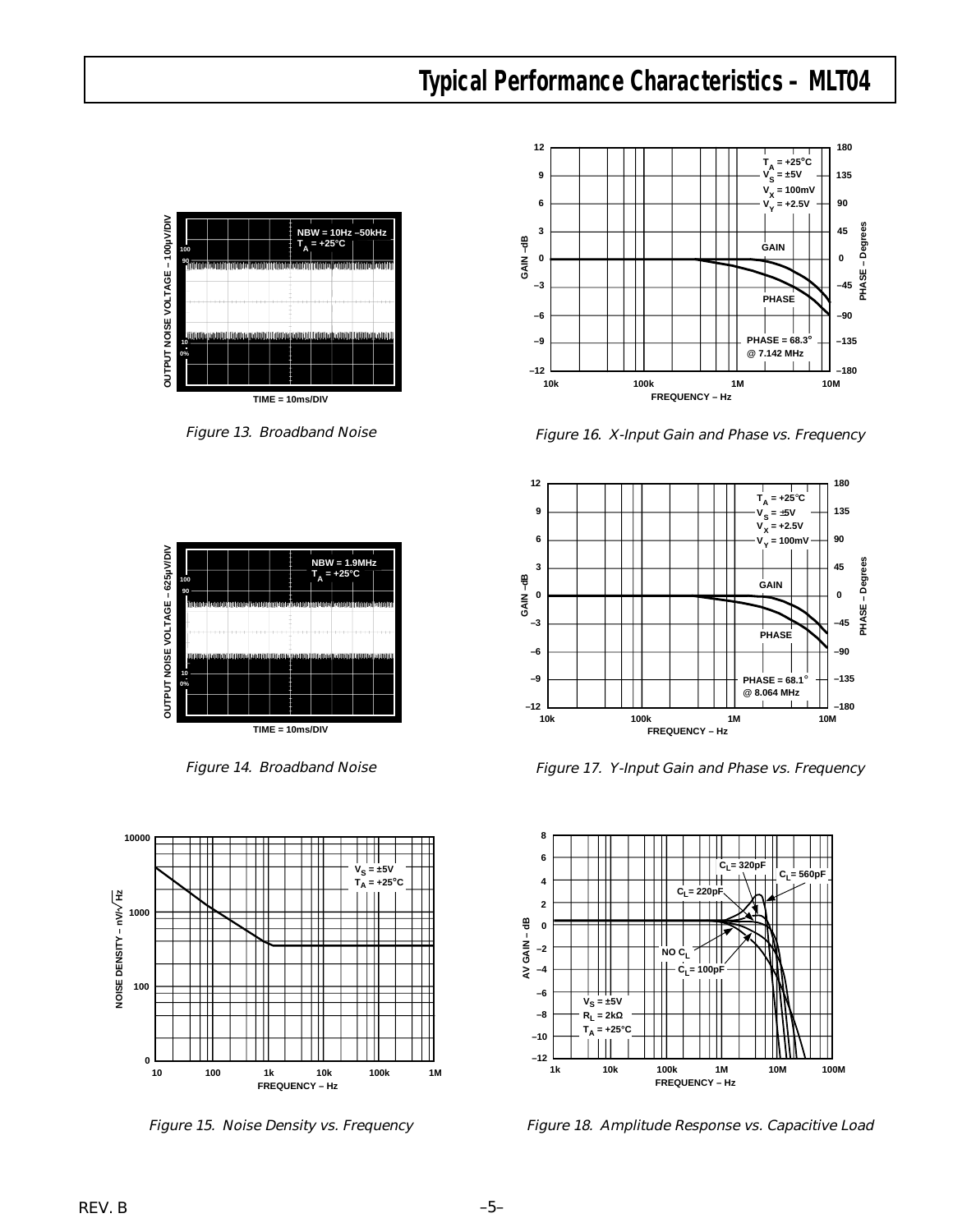# Typical Performance Characteristics – MLT04

Figure 13. Broadband Noise

Figure 16. X-Input Gain and Phase vs. Frequency

Figure 14. Broadband Noise

Figure 17. Y-Input Gain and Phase vs. Frequency

Figure 15. Noise Density vs. Frequency

Figure 18. Amplitude Response vs. Capacitive Load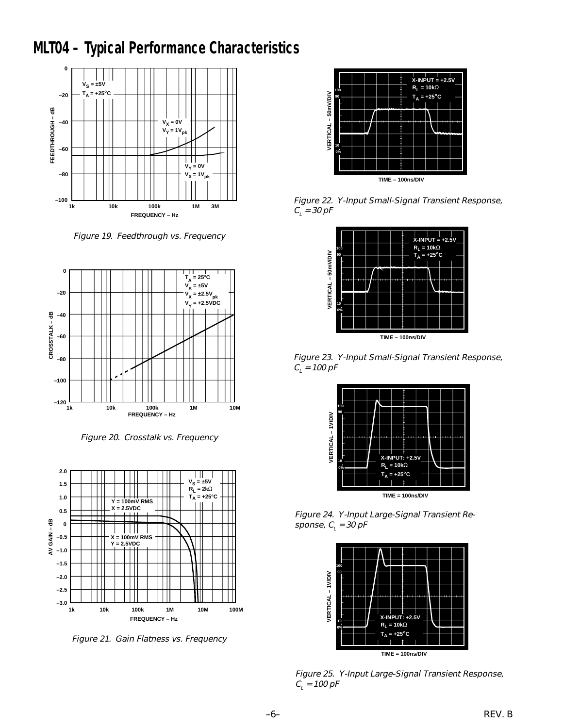# MLT04 – Typical Performance Characteristics

Figure 19. Feedthrough vs. Frequency

Figure 20. Crosstalk vs. Frequency

Figure 21. Gain Flatness vs. Frequency

Figure 22. Y-Input Small-Signal Transient Response, $C_L = 30\ pF$

Figure 23. Y-Input Small-Signal Transient Response, $C_L = 100\ pF$

Figure 24. Y-Input Large-Signal Transient Response, $C_L = 30\ pF$

Figure 25. Y-Input Large-Signal Transient Response, $C_L = 100\ pF$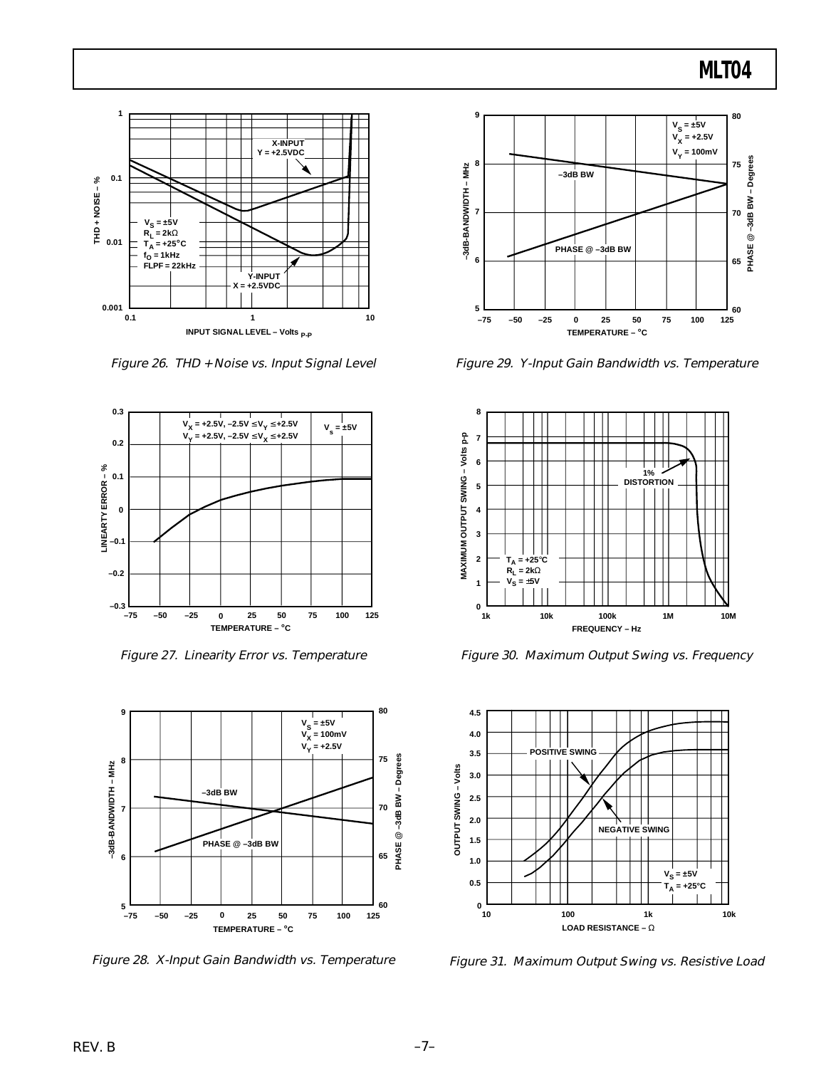Figure 26. THD + Noise vs. Input Signal Level

Figure 27. Linearity Error vs. Temperature

Figure 28. X-Input Gain Bandwidth vs. Temperature

Figure 29. Y-Input Gain Bandwidth vs. Temperature

Figure 30. Maximum Output Swing vs. Frequency

Figure 31. Maximum Output Swing vs. Resistive Load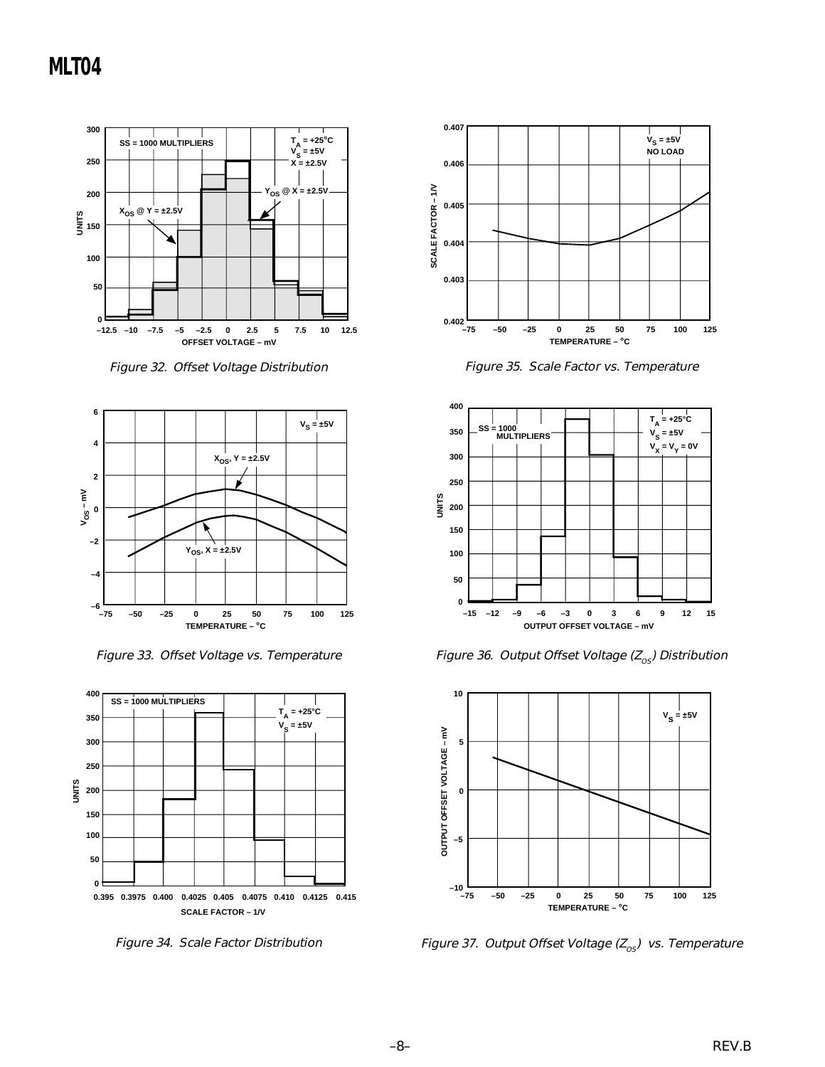Figure 32. Offset Voltage Distribution

Figure 33. Offset Voltage vs. Temperature

Figure 34. Scale Factor Distribution

Figure 35. Scale Factor vs. Temperature

Figure 36. Output Offset Voltage ($Z_{OS}$) Distribution

Figure 37. Output Offset Voltage ($Z_{OS}$) vs. Temperature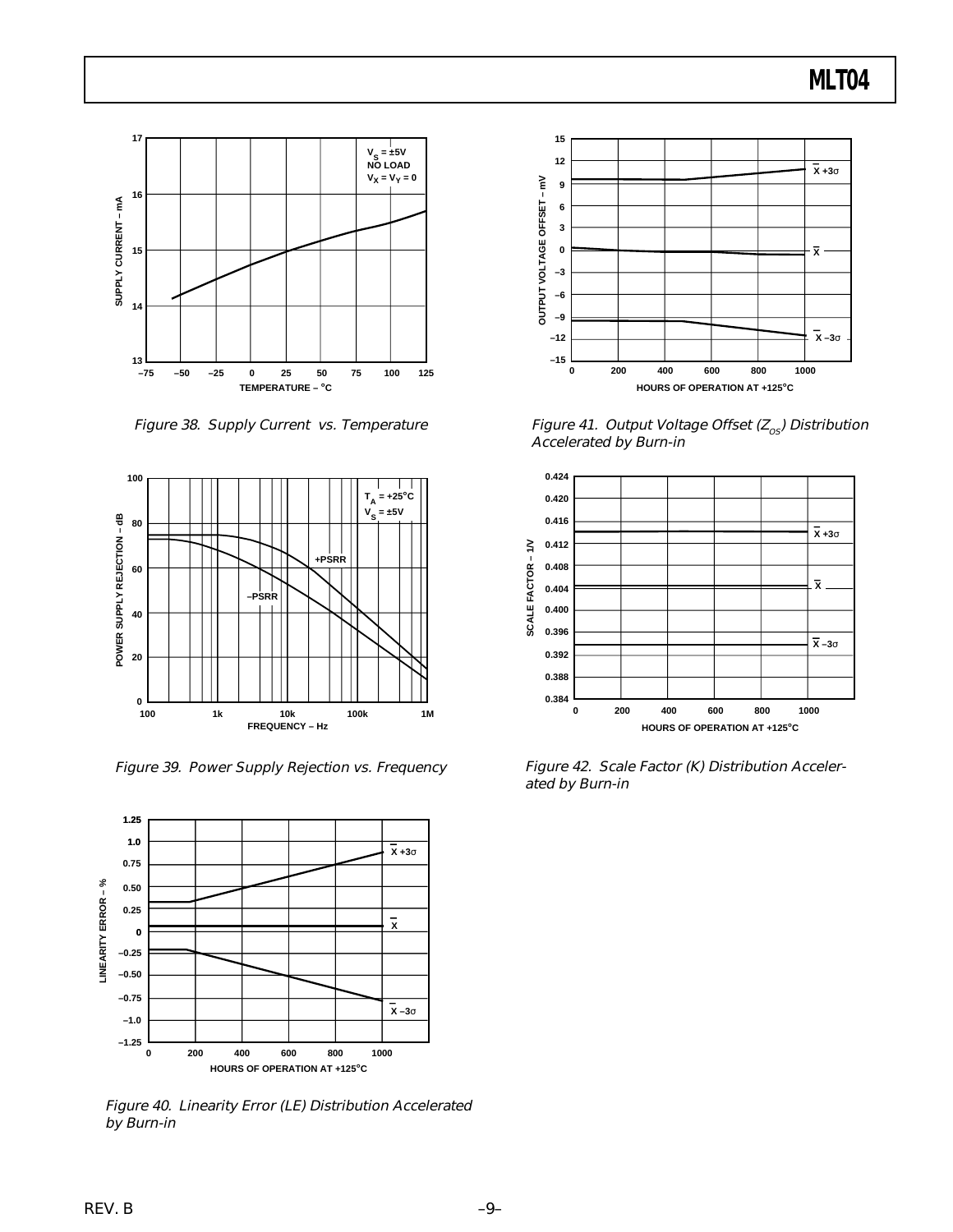Figure 38. Supply Current vs. Temperature

Figure 39. Power Supply Rejection vs. Frequency

Figure 40. Linearity Error (LE) Distribution Accelerated by Burn-in

Figure 41. Output Voltage Offset ($Z_{OS}$) Distribution Accelerated by Burn-in

Figure 42. Scale Factor (K) Distribution Accelerated by Burn-in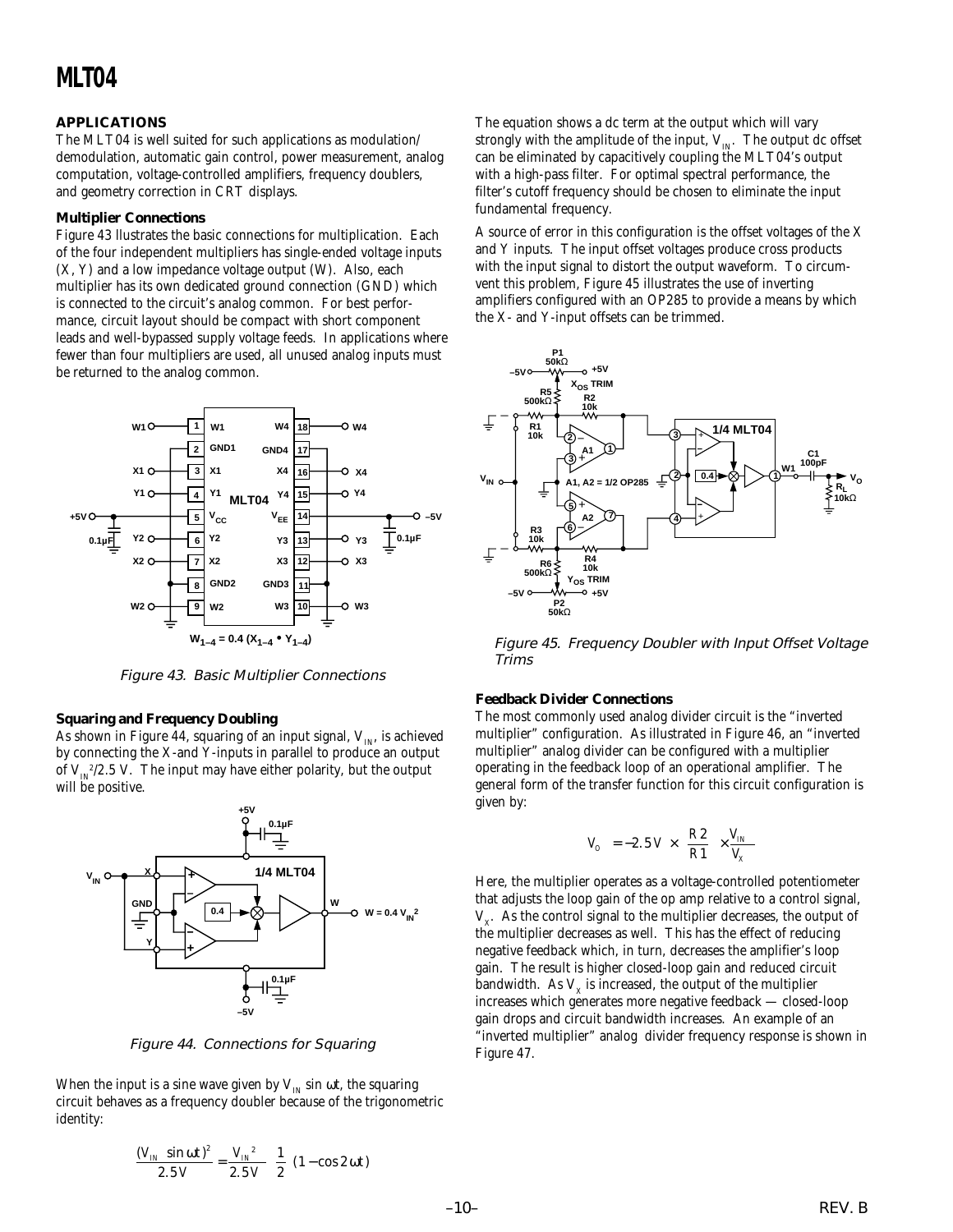## APPLICATIONS

The MLT04 is well suited for such applications as modulation/demodulation, automatic gain control, power measurement, analog computation, voltage-controlled amplifiers, frequency doublers, and geometry correction in CRT displays.

### Multiplier Connections

Figure 43 llustrates the basic connections for multiplication. Each of the four independent multipliers has single-ended voltage inputs (X, Y) and a low impedance voltage output (W). Also, each multiplier has its own dedicated ground connection (GND) which is connected to the circuit's analog common. For best performance, circuit layout should be compact with short component leads and well-bypassed supply voltage feeds. In applications where fewer than four multipliers are used, all unused analog inputs must be returned to the analog common.

$W_{1-4} = 0.4\,(X_{1-4} \bullet Y_{1-4})$

*Figure 43. Basic Multiplier Connections*

### Squaring and Frequency Doubling

As shown in Figure 44, squaring of an input signal, $V_{IN}$, is achieved by connecting the X-and Y-inputs in parallel to produce an output of $V_{IN}^2/2.5$ V. The input may have either polarity, but the output will be positive.

*Figure 44. Connections for Squaring*

When the input is a sine wave given by $V_{IN}$ sin ωt, the squaring circuit behaves as a frequency doubler because of the trigonometric identity:

$$\frac{(V_{IN}\ \sin \omega t)^2}{2.5V} = \frac{V_{IN}^{\ 2}}{2.5V}\left(\frac{1}{2}\right)(1 - \cos 2\omega t)$$

The equation shows a dc term at the output which will vary strongly with the amplitude of the input, $V_{IN}$. The output dc offset can be eliminated by capacitively coupling the MLT04's output with a high-pass filter. For optimal spectral performance, the filter's cutoff frequency should be chosen to eliminate the input fundamental frequency.

A source of error in this configuration is the offset voltages of the X and Y inputs. The input offset voltages produce cross products with the input signal to distort the output waveform. To circumvent this problem, Figure 45 illustrates the use of inverting amplifiers configured with an OP285 to provide a means by which the X- and Y-input offsets can be trimmed.

*Figure 45. Frequency Doubler with Input Offset Voltage Trims*

### Feedback Divider Connections

The most commonly used analog divider circuit is the "inverted multiplier" configuration. As illustrated in Figure 46, an "inverted multiplier" analog divider can be configured with a multiplier operating in the feedback loop of an operational amplifier. The general form of the transfer function for this circuit configuration is given by:

$$V_O = -2.5\ V \times \left(\frac{R2}{R1}\right) \times \frac{V_{IN}}{V_X}$$

Here, the multiplier operates as a voltage-controlled potentiometer that adjusts the loop gain of the op amp relative to a control signal, $V_X$. As the control signal to the multiplier decreases, the output of the multiplier decreases as well. This has the effect of reducing negative feedback which, in turn, decreases the amplifier's loop gain. The result is higher closed-loop gain and reduced circuit bandwidth. As $V_X$ is increased, the output of the multiplier increases which generates more negative feedback — closed-loop gain drops and circuit bandwidth increases. An example of an "inverted multiplier" analog divider frequency response is shown in Figure 47.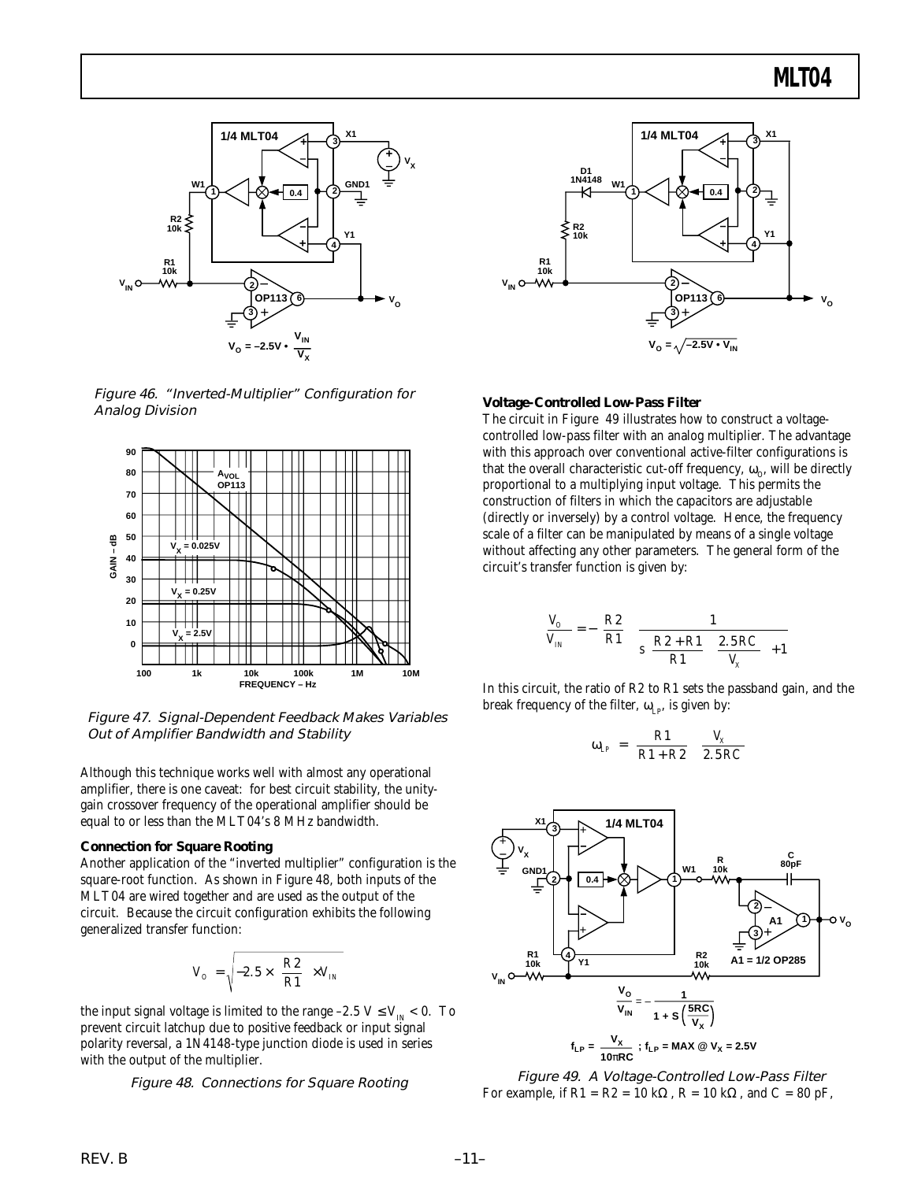Figure 46. "Inverted-Multiplier" Configuration for Analog Division

Figure 47. Signal-Dependent Feedback Makes Variables Out of Amplifier Bandwidth and Stability

Although this technique works well with almost any operational amplifier, there is one caveat: for best circuit stability, the unity-gain crossover frequency of the operational amplifier should be equal to or less than the MLT04's 8 MHz bandwidth.

**Connection for Square Rooting**

Another application of the "inverted multiplier" configuration is the square-root function. As shown in Figure 48, both inputs of the MLT04 are wired together and are used as the output of the circuit. Because the circuit configuration exhibits the following generalized transfer function:

$$V_O = \sqrt{-2.5 \times \left(\frac{R2}{R1}\right) \times V_{IN}}$$

the input signal voltage is limited to the range $-2.5\text{ V} \leq V_{IN} < 0$. To prevent circuit latchup due to positive feedback or input signal polarity reversal, a 1N4148-type junction diode is used in series with the output of the multiplier.

Figure 48. Connections for Square Rooting

**Voltage-Controlled Low-Pass Filter**

The circuit in Figure 49 illustrates how to construct a voltage-controlled low-pass filter with an analog multiplier. The advantage with this approach over conventional active-filter configurations is that the overall characteristic cut-off frequency, $\omega_O$, will be directly proportional to a multiplying input voltage. This permits the construction of filters in which the capacitors are adjustable (directly or inversely) by a control voltage. Hence, the frequency scale of a filter can be manipulated by means of a single voltage without affecting any other parameters. The general form of the circuit's transfer function is given by:

$$\frac{V_O}{V_{IN}} = -\left(\frac{R2}{R1}\right)\left(\frac{1}{s\left(\frac{R2+R1}{R1}\right)\left(\frac{2.5RC}{V_X}\right)+1}\right)$$

In this circuit, the ratio of R2 to R1 sets the passband gain, and the break frequency of the filter, $\omega_{LP}$, is given by:

$$\omega_{LP} = \left(\frac{R1}{R1+R2}\right)\left(\frac{V_X}{2.5RC}\right)$$

$$\frac{V_O}{V_{IN}} = -\frac{1}{1+S\left(\frac{5RC}{V_X}\right)}$$

$$f_{LP} = \frac{V_X}{10\pi RC}\text{ ; } f_{LP} = \text{MAX @ } V_X = 2.5\text{V}$$

Figure 49. A Voltage-Controlled Low-Pass Filter

For example, if R1 = R2 = 10 kΩ, R = 10 kΩ, and C = 80 pF,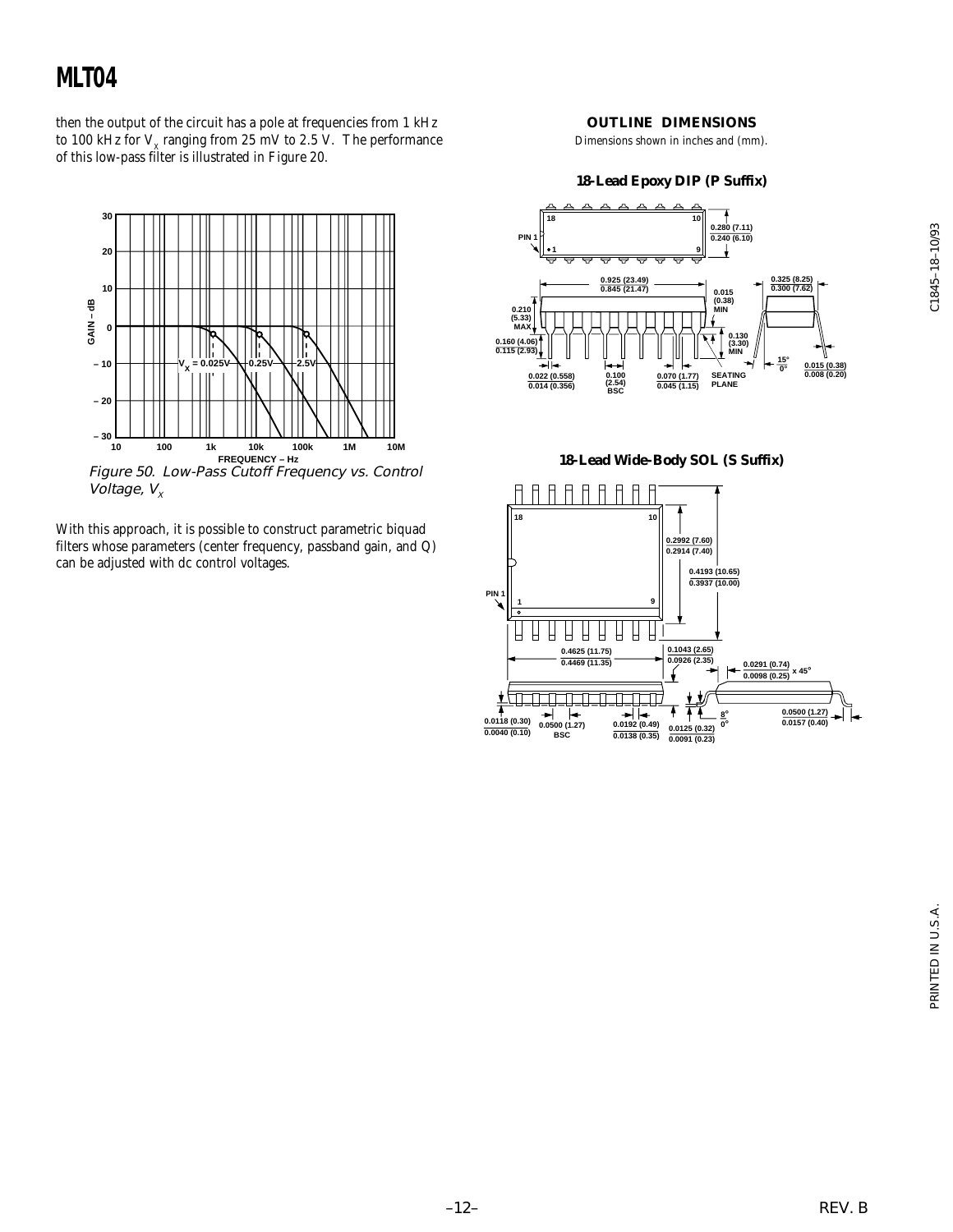then the output of the circuit has a pole at frequencies from 1 kHz to 100 kHz for $V_X$ ranging from 25 mV to 2.5 V. The performance of this low-pass filter is illustrated in Figure 20.

30
20
10
0
– 10
– 20
– 30
GAIN – dB
10 100 1k 10k 100k 1M 10M
FREQUENCY – Hz
$V_X$ = 0.025V
0.25V
2.5V

Figure 50. Low-Pass Cutoff Frequency vs. Control Voltage, $V_X$

With this approach, it is possible to construct parametric biquad filters whose parameters (center frequency, passband gain, and Q) can be adjusted with dc control voltages.

## OUTLINE DIMENSIONS

Dimensions shown in inches and (mm).

### 18-Lead Epoxy DIP (P Suffix)

PIN 1
18
10
1
9
0.280 (7.11)
0.240 (6.10)
0.925 (23.49)
0.845 (21.47)
0.210 (5.33) MAX
0.160 (4.06)
0.115 (2.93)
0.015 (0.38) MIN
0.130 (3.30) MIN
0.325 (8.25)
0.300 (7.62)
15°
0°
0.015 (0.38)
0.008 (0.20)
0.022 (0.558)
0.014 (0.356)
0.100 (2.54) BSC
0.070 (1.77)
0.045 (1.15)
SEATING PLANE

### 18-Lead Wide-Body SOL (S Suffix)

18
10
PIN 1
1
9
0.2992 (7.60)
0.2914 (7.40)
0.4193 (10.65)
0.3937 (10.00)
0.4625 (11.75)
0.4469 (11.35)
0.1043 (2.65)
0.0926 (2.35)
0.0291 (0.74)
0.0098 (0.25) x 45°
0.0118 (0.30)
0.0040 (0.10)
0.0500 (1.27) BSC
0.0192 (0.49)
0.0138 (0.35)
0.0125 (0.32)
0.0091 (0.23)
8°
0°
0.0500 (1.27)
0.0157 (0.40)

C1845–18–10/93

PRINTED IN U.S.A.